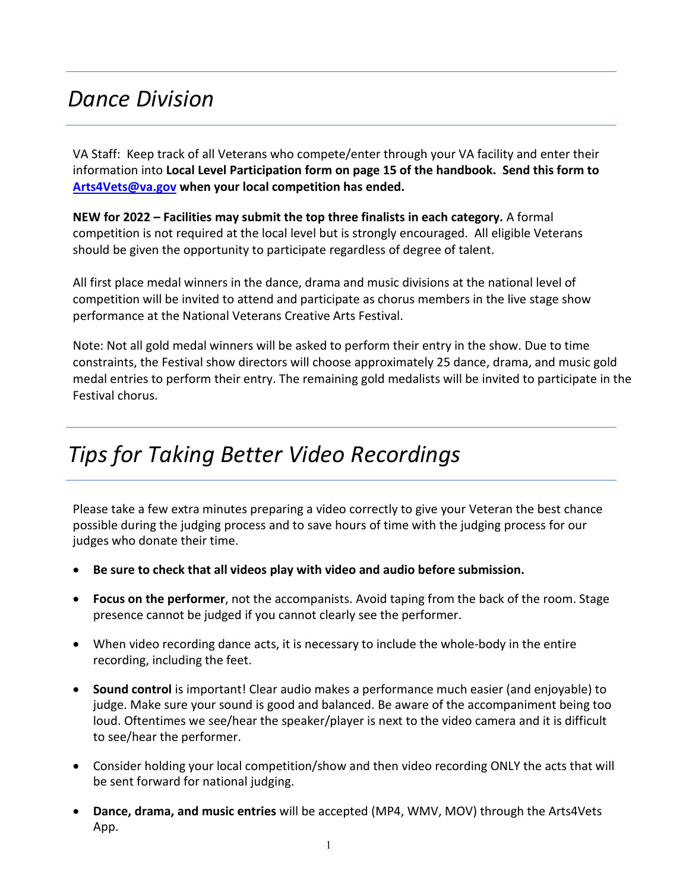# *Dance Division*

VA Staff: Keep track of all Veterans who compete/enter through your VA facility and enter their information into **Local Level Participation form on page 15 of the handbook. Send this form to [Arts4Vets@va.gov](mailto:Arts4Vets@va.gov) when your local competition has ended.**

**NEW for 2022 – Facilities may submit the top three finalists in each category.** A formal competition is not required at the local level but is strongly encouraged. All eligible Veterans should be given the opportunity to participate regardless of degree of talent.

All first place medal winners in the dance, drama and music divisions at the national level of competition will be invited to attend and participate as chorus members in the live stage show performance at the National Veterans Creative Arts Festival.

Note: Not all gold medal winners will be asked to perform their entry in the show. Due to time constraints, the Festival show directors will choose approximately 25 dance, drama, and music gold medal entries to perform their entry. The remaining gold medalists will be invited to participate in the Festival chorus.

# *Tips for Taking Better Video Recordings*

Please take a few extra minutes preparing a video correctly to give your Veteran the best chance possible during the judging process and to save hours of time with the judging process for our judges who donate their time.

- **Be sure to check that all videos play with video and audio before submission.**
- **Focus on the performer**, not the accompanists. Avoid taping from the back of the room. Stage presence cannot be judged if you cannot clearly see the performer.
- When video recording dance acts, it is necessary to include the whole-body in the entire recording, including the feet.
- **Sound control** is important! Clear audio makes a performance much easier (and enjoyable) to judge. Make sure your sound is good and balanced. Be aware of the accompaniment being too loud. Oftentimes we see/hear the speaker/player is next to the video camera and it is difficult to see/hear the performer.
- Consider holding your local competition/show and then video recording ONLY the acts that will be sent forward for national judging.
- **Dance, drama, and music entries** will be accepted (MP4, WMV, MOV) through the Arts4Vets App.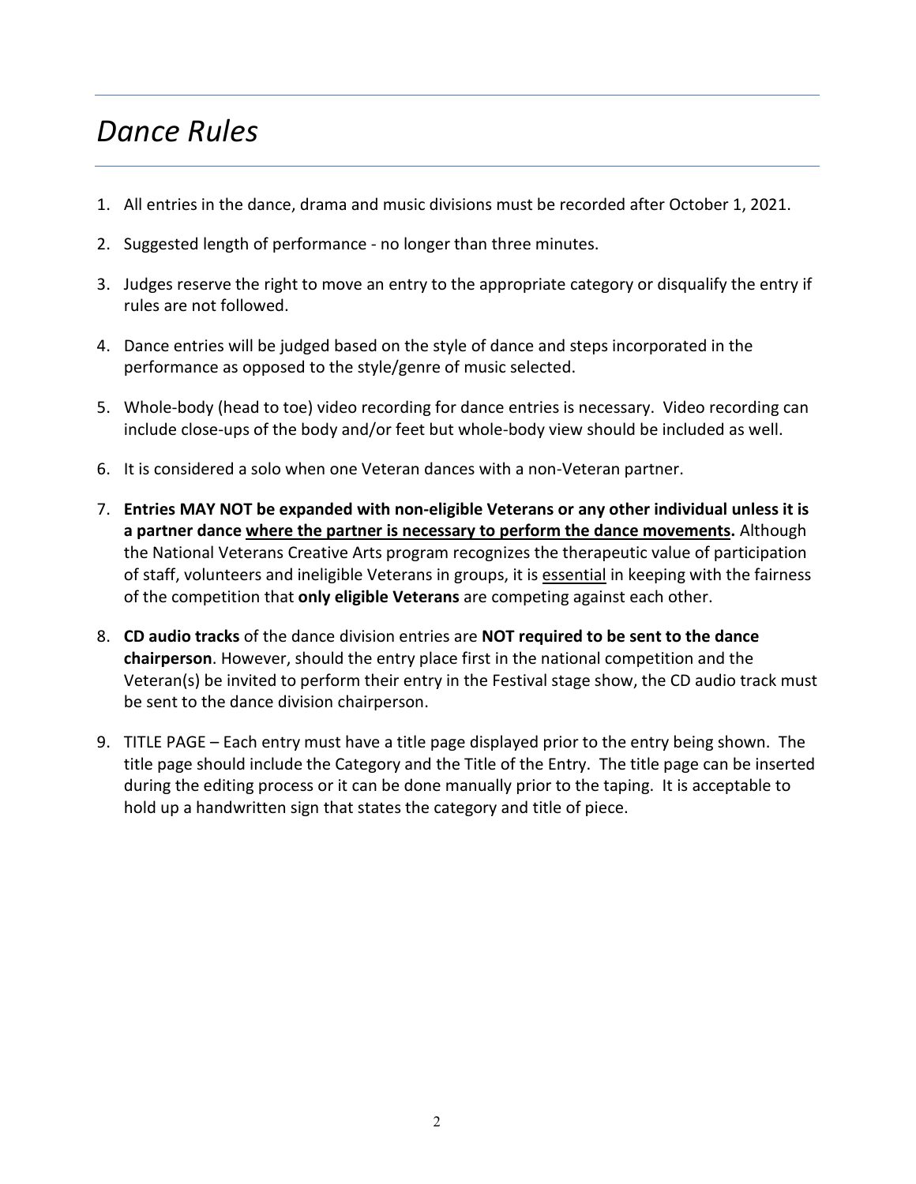# *Dance Rules*

1. All entries in the dance, drama and music divisions must be recorded after October 1, 2021.
2. Suggested length of performance - no longer than three minutes.
3. Judges reserve the right to move an entry to the appropriate category or disqualify the entry if rules are not followed.
4. Dance entries will be judged based on the style of dance and steps incorporated in the performance as opposed to the style/genre of music selected.
5. Whole-body (head to toe) video recording for dance entries is necessary. Video recording can include close-ups of the body and/or feet but whole-body view should be included as well.
6. It is considered a solo when one Veteran dances with a non-Veteran partner.
7. **Entries MAY NOT be expanded with non-eligible Veterans or any other individual unless it is a partner dance <u>where the partner is necessary to perform the dance movements</u>.** Although the National Veterans Creative Arts program recognizes the therapeutic value of participation of staff, volunteers and ineligible Veterans in groups, it is <u>essential</u> in keeping with the fairness of the competition that **only eligible Veterans** are competing against each other.
8. **CD audio tracks** of the dance division entries are **NOT required to be sent to the dance chairperson**. However, should the entry place first in the national competition and the Veteran(s) be invited to perform their entry in the Festival stage show, the CD audio track must be sent to the dance division chairperson.
9. TITLE PAGE – Each entry must have a title page displayed prior to the entry being shown. The title page should include the Category and the Title of the Entry. The title page can be inserted during the editing process or it can be done manually prior to the taping. It is acceptable to hold up a handwritten sign that states the category and title of piece.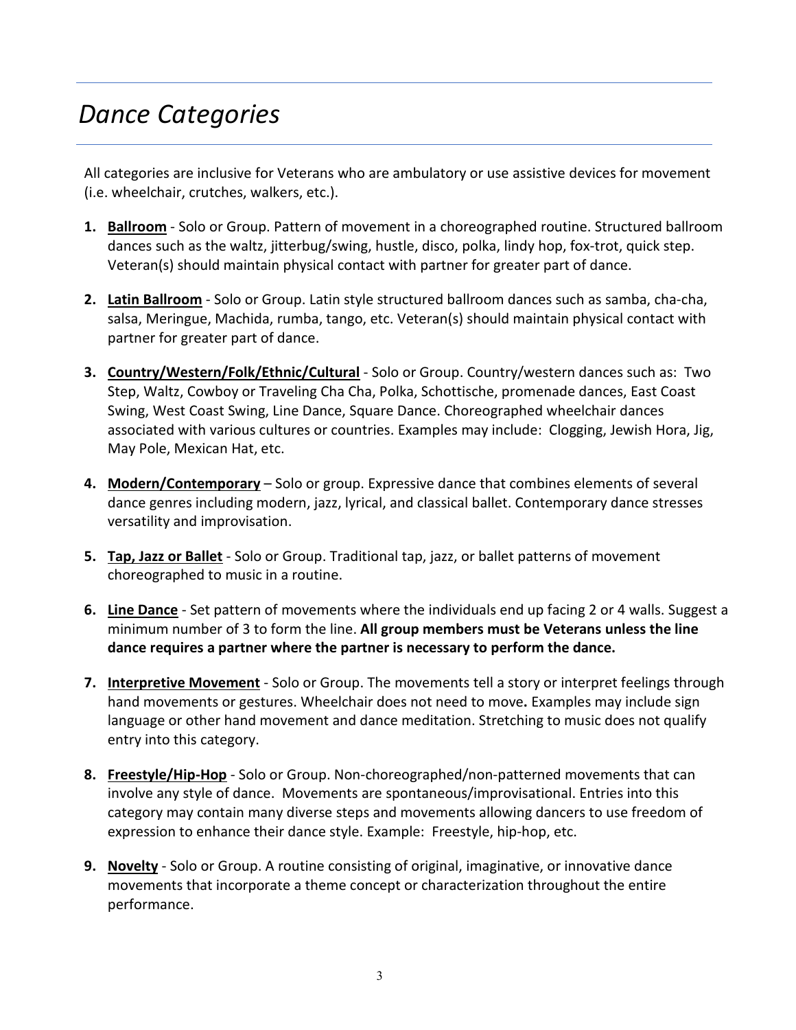# *Dance Categories*

All categories are inclusive for Veterans who are ambulatory or use assistive devices for movement (i.e. wheelchair, crutches, walkers, etc.).

1. **Ballroom** - Solo or Group. Pattern of movement in a choreographed routine. Structured ballroom dances such as the waltz, jitterbug/swing, hustle, disco, polka, lindy hop, fox-trot, quick step. Veteran(s) should maintain physical contact with partner for greater part of dance.

2. **Latin Ballroom** - Solo or Group. Latin style structured ballroom dances such as samba, cha-cha, salsa, Meringue, Machida, rumba, tango, etc. Veteran(s) should maintain physical contact with partner for greater part of dance.

3. **Country/Western/Folk/Ethnic/Cultural** - Solo or Group. Country/western dances such as: Two Step, Waltz, Cowboy or Traveling Cha Cha, Polka, Schottische, promenade dances, East Coast Swing, West Coast Swing, Line Dance, Square Dance. Choreographed wheelchair dances associated with various cultures or countries. Examples may include: Clogging, Jewish Hora, Jig, May Pole, Mexican Hat, etc.

4. **Modern/Contemporary** – Solo or group. Expressive dance that combines elements of several dance genres including modern, jazz, lyrical, and classical ballet. Contemporary dance stresses versatility and improvisation.

5. **Tap, Jazz or Ballet** - Solo or Group. Traditional tap, jazz, or ballet patterns of movement choreographed to music in a routine.

6. **Line Dance** - Set pattern of movements where the individuals end up facing 2 or 4 walls. Suggest a minimum number of 3 to form the line. **All group members must be Veterans unless the line dance requires a partner where the partner is necessary to perform the dance.**

7. **Interpretive Movement** - Solo or Group. The movements tell a story or interpret feelings through hand movements or gestures. Wheelchair does not need to move**.** Examples may include sign language or other hand movement and dance meditation. Stretching to music does not qualify entry into this category.

8. **Freestyle/Hip-Hop** - Solo or Group. Non-choreographed/non-patterned movements that can involve any style of dance. Movements are spontaneous/improvisational. Entries into this category may contain many diverse steps and movements allowing dancers to use freedom of expression to enhance their dance style. Example: Freestyle, hip-hop, etc.

9. **Novelty** - Solo or Group. A routine consisting of original, imaginative, or innovative dance movements that incorporate a theme concept or characterization throughout the entire performance.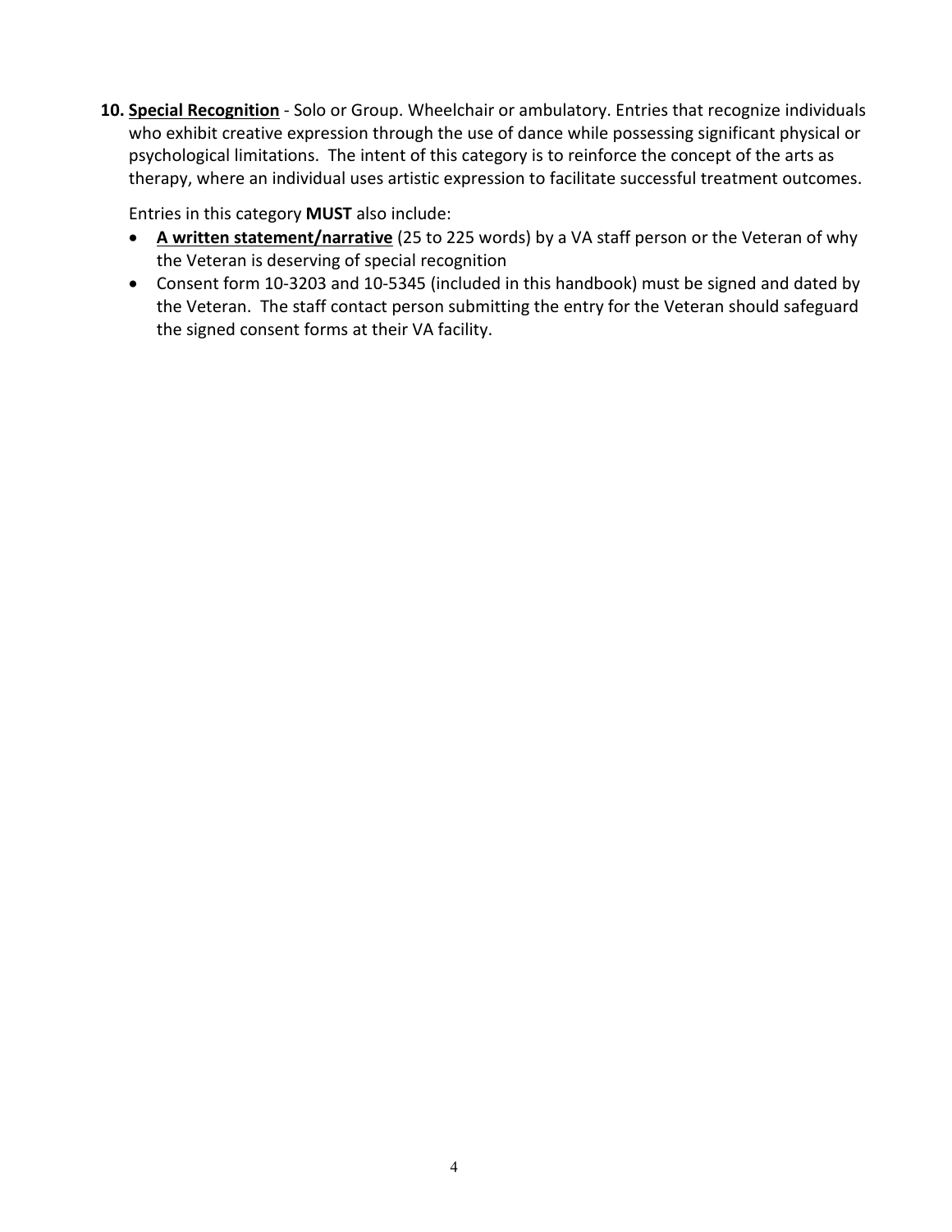10. **Special Recognition** - Solo or Group. Wheelchair or ambulatory. Entries that recognize individuals who exhibit creative expression through the use of dance while possessing significant physical or psychological limitations. The intent of this category is to reinforce the concept of the arts as therapy, where an individual uses artistic expression to facilitate successful treatment outcomes.

    Entries in this category **MUST** also include:

    - **A written statement/narrative** (25 to 225 words) by a VA staff person or the Veteran of why the Veteran is deserving of special recognition
    - Consent form 10-3203 and 10-5345 (included in this handbook) must be signed and dated by the Veteran. The staff contact person submitting the entry for the Veteran should safeguard the signed consent forms at their VA facility.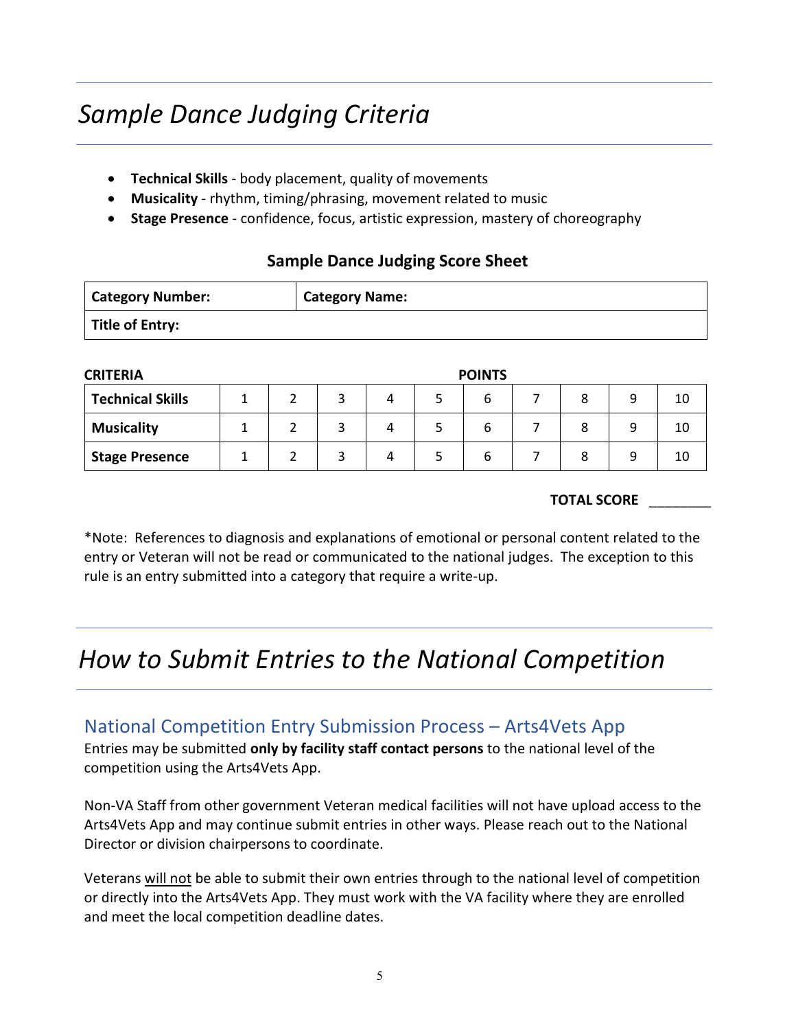# *Sample Dance Judging Criteria*

- **Technical Skills** - body placement, quality of movements
- **Musicality** - rhythm, timing/phrasing, movement related to music
- **Stage Presence** - confidence, focus, artistic expression, mastery of choreography

### Sample Dance Judging Score Sheet

| **Category Number:** | **Category Name:** |
|---|---|
| **Title of Entry:** | |

| **CRITERIA** | **POINTS** | | | | | | | | | |
|---|---|---|---|---|---|---|---|---|---|---|
| **Technical Skills** | 1 | 2 | 3 | 4 | 5 | 6 | 7 | 8 | 9 | 10 |
| **Musicality** | 1 | 2 | 3 | 4 | 5 | 6 | 7 | 8 | 9 | 10 |
| **Stage Presence** | 1 | 2 | 3 | 4 | 5 | 6 | 7 | 8 | 9 | 10 |

**TOTAL SCORE** ________

*Note: References to diagnosis and explanations of emotional or personal content related to the entry or Veteran will not be read or communicated to the national judges. The exception to this rule is an entry submitted into a category that require a write-up.

# *How to Submit Entries to the National Competition*

## National Competition Entry Submission Process – Arts4Vets App

Entries may be submitted **only by facility staff contact persons** to the national level of the competition using the Arts4Vets App.

Non-VA Staff from other government Veteran medical facilities will not have upload access to the Arts4Vets App and may continue submit entries in other ways. Please reach out to the National Director or division chairpersons to coordinate.

Veterans <u>will not</u> be able to submit their own entries through to the national level of competition or directly into the Arts4Vets App. They must work with the VA facility where they are enrolled and meet the local competition deadline dates.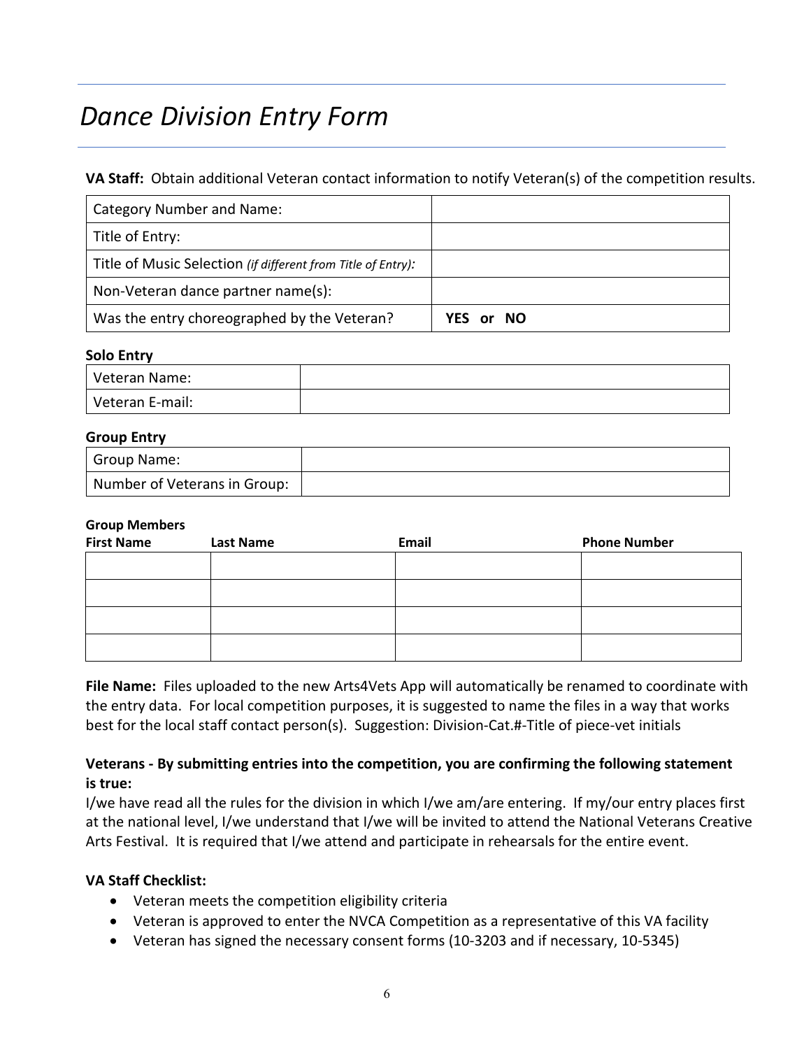# *Dance Division Entry Form*

**VA Staff:** Obtain additional Veteran contact information to notify Veteran(s) of the competition results.

| | |
|---|---|
| Category Number and Name: | |
| Title of Entry: | |
| Title of Music Selection *(if different from Title of Entry):* | |
| Non-Veteran dance partner name(s): | |
| Was the entry choreographed by the Veteran? | **YES or NO** |

**Solo Entry**

| | |
|---|---|
| Veteran Name: | |
| Veteran E-mail: | |

**Group Entry**

| | |
|---|---|
| Group Name: | |
| Number of Veterans in Group: | |

**Group Members**

| First Name | Last Name | Email | Phone Number |
|---|---|---|---|
| | | | |
| | | | |
| | | | |
| | | | |

**File Name:** Files uploaded to the new Arts4Vets App will automatically be renamed to coordinate with the entry data. For local competition purposes, it is suggested to name the files in a way that works best for the local staff contact person(s). Suggestion: Division-Cat.#-Title of piece-vet initials

**Veterans - By submitting entries into the competition, you are confirming the following statement is true:**
I/we have read all the rules for the division in which I/we am/are entering. If my/our entry places first at the national level, I/we understand that I/we will be invited to attend the National Veterans Creative Arts Festival. It is required that I/we attend and participate in rehearsals for the entire event.

**VA Staff Checklist:**

- Veteran meets the competition eligibility criteria
- Veteran is approved to enter the NVCA Competition as a representative of this VA facility
- Veteran has signed the necessary consent forms (10-3203 and if necessary, 10-5345)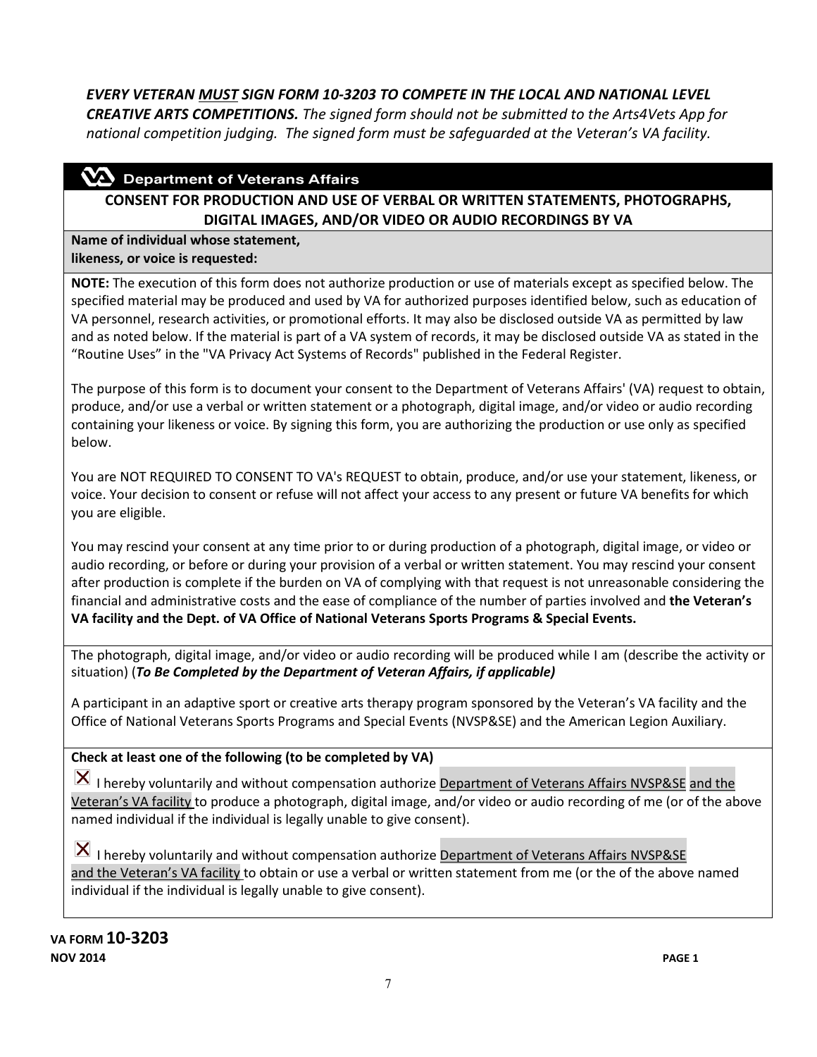***EVERY VETERAN MUST SIGN FORM 10-3203 TO COMPETE IN THE LOCAL AND NATIONAL LEVEL CREATIVE ARTS COMPETITIONS.*** *The signed form should not be submitted to the Arts4Vets App for national competition judging. The signed form must be safeguarded at the Veteran's VA facility.*

**Department of Veterans Affairs**

## CONSENT FOR PRODUCTION AND USE OF VERBAL OR WRITTEN STATEMENTS, PHOTOGRAPHS, DIGITAL IMAGES, AND/OR VIDEO OR AUDIO RECORDINGS BY VA

**Name of individual whose statement, likeness, or voice is requested:**

**NOTE:** The execution of this form does not authorize production or use of materials except as specified below. The specified material may be produced and used by VA for authorized purposes identified below, such as education of VA personnel, research activities, or promotional efforts. It may also be disclosed outside VA as permitted by law and as noted below. If the material is part of a VA system of records, it may be disclosed outside VA as stated in the "Routine Uses" in the "VA Privacy Act Systems of Records" published in the Federal Register.

The purpose of this form is to document your consent to the Department of Veterans Affairs' (VA) request to obtain, produce, and/or use a verbal or written statement or a photograph, digital image, and/or video or audio recording containing your likeness or voice. By signing this form, you are authorizing the production or use only as specified below.

You are NOT REQUIRED TO CONSENT TO VA's REQUEST to obtain, produce, and/or use your statement, likeness, or voice. Your decision to consent or refuse will not affect your access to any present or future VA benefits for which you are eligible.

You may rescind your consent at any time prior to or during production of a photograph, digital image, or video or audio recording, or before or during your provision of a verbal or written statement. You may rescind your consent after production is complete if the burden on VA of complying with that request is not unreasonable considering the financial and administrative costs and the ease of compliance of the number of parties involved and **the Veteran's VA facility and the Dept. of VA Office of National Veterans Sports Programs & Special Events.**

The photograph, digital image, and/or video or audio recording will be produced while I am (describe the activity or situation) (***To Be Completed by the Department of Veteran Affairs, if applicable)***

A participant in an adaptive sport or creative arts therapy program sponsored by the Veteran's VA facility and the Office of National Veterans Sports Programs and Special Events (NVSP&SE) and the American Legion Auxiliary.

**Check at least one of the following (to be completed by VA)**

☒ I hereby voluntarily and without compensation authorize Department of Veterans Affairs NVSP&SE and the Veteran's VA facility to produce a photograph, digital image, and/or video or audio recording of me (or of the above named individual if the individual is legally unable to give consent).

☒ I hereby voluntarily and without compensation authorize Department of Veterans Affairs NVSP&SE and the Veteran's VA facility to obtain or use a verbal or written statement from me (or the of the above named individual if the individual is legally unable to give consent).

**VA FORM 10-3203**
**NOV 2014**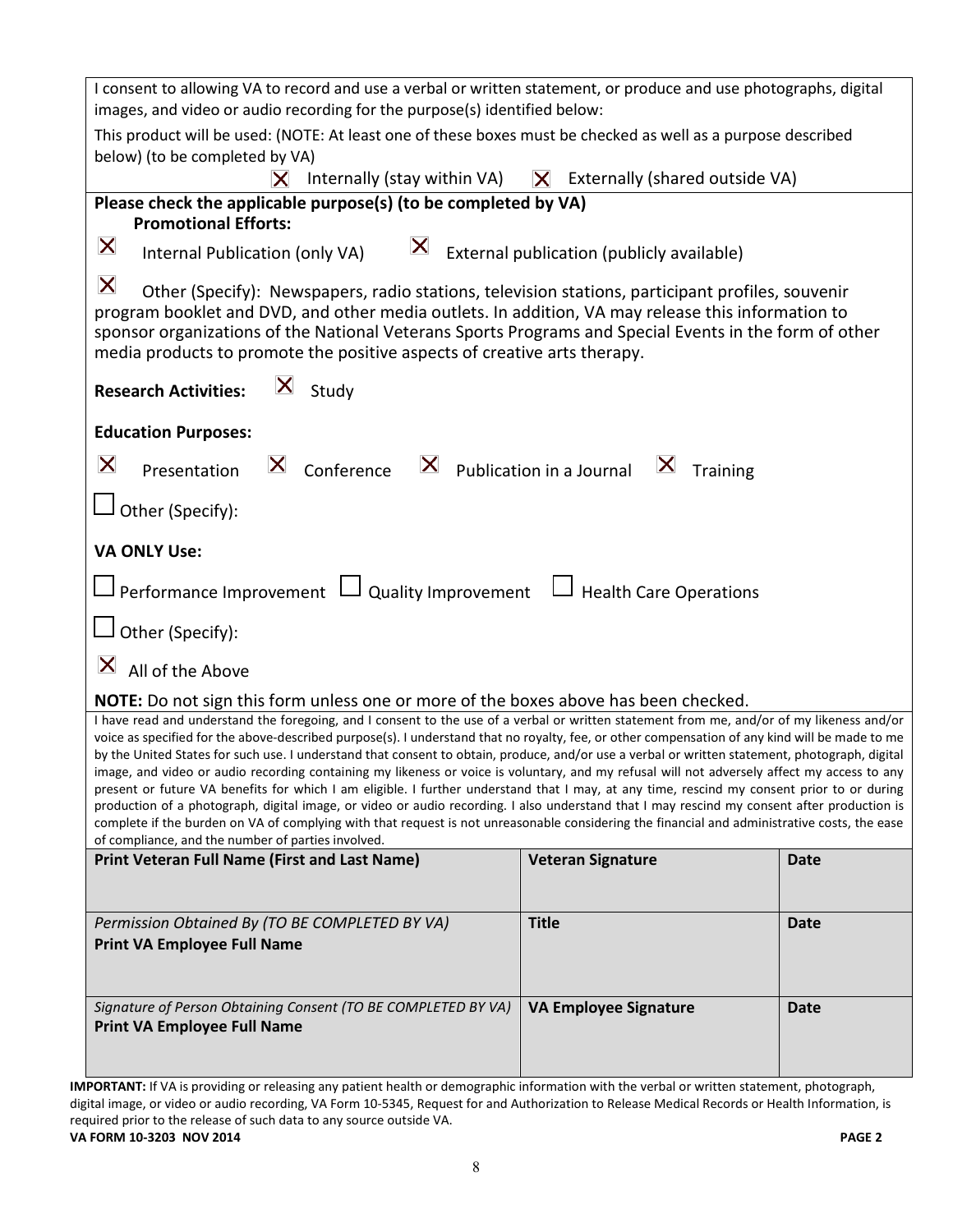I consent to allowing VA to record and use a verbal or written statement, or produce and use photographs, digital images, and video or audio recording for the purpose(s) identified below:

This product will be used: (NOTE: At least one of these boxes must be checked as well as a purpose described below) (to be completed by VA)

☒ Internally (stay within VA) ☒ Externally (shared outside VA)

**Please check the applicable purpose(s) (to be completed by VA)**

**Promotional Efforts:**

☒ Internal Publication (only VA) ☒ External publication (publicly available)

☒ Other (Specify): Newspapers, radio stations, television stations, participant profiles, souvenir program booklet and DVD, and other media outlets. In addition, VA may release this information to sponsor organizations of the National Veterans Sports Programs and Special Events in the form of other media products to promote the positive aspects of creative arts therapy.

**Research Activities:** ☒ Study

**Education Purposes:**

☒ Presentation ☒ Conference ☒ Publication in a Journal ☒ Training

☐ Other (Specify):

**VA ONLY Use:**

☐ Performance Improvement ☐ Quality Improvement ☐ Health Care Operations

☐ Other (Specify):

☒ All of the Above

**NOTE:** Do not sign this form unless one or more of the boxes above has been checked.

I have read and understand the foregoing, and I consent to the use of a verbal or written statement from me, and/or of my likeness and/or voice as specified for the above-described purpose(s). I understand that no royalty, fee, or other compensation of any kind will be made to me by the United States for such use. I understand that consent to obtain, produce, and/or use a verbal or written statement, photograph, digital image, and video or audio recording containing my likeness or voice is voluntary, and my refusal will not adversely affect my access to any present or future VA benefits for which I am eligible. I further understand that I may, at any time, rescind my consent prior to or during production of a photograph, digital image, or video or audio recording. I also understand that I may rescind my consent after production is complete if the burden on VA of complying with that request is not unreasonable considering the financial and administrative costs, the ease of compliance, and the number of parties involved.

| | | |
|---|---|---|
| **Print Veteran Full Name (First and Last Name)** | **Veteran Signature** | **Date** |
| *Permission Obtained By (TO BE COMPLETED BY VA)* **Print VA Employee Full Name** | **Title** | **Date** |
| *Signature of Person Obtaining Consent (TO BE COMPLETED BY VA)* **Print VA Employee Full Name** | **VA Employee Signature** | **Date** |

**IMPORTANT:** If VA is providing or releasing any patient health or demographic information with the verbal or written statement, photograph, digital image, or video or audio recording, VA Form 10-5345, Request for and Authorization to Release Medical Records or Health Information, is required prior to the release of such data to any source outside VA.

**VA FORM 10-3203 NOV 2014** **PAGE 2**